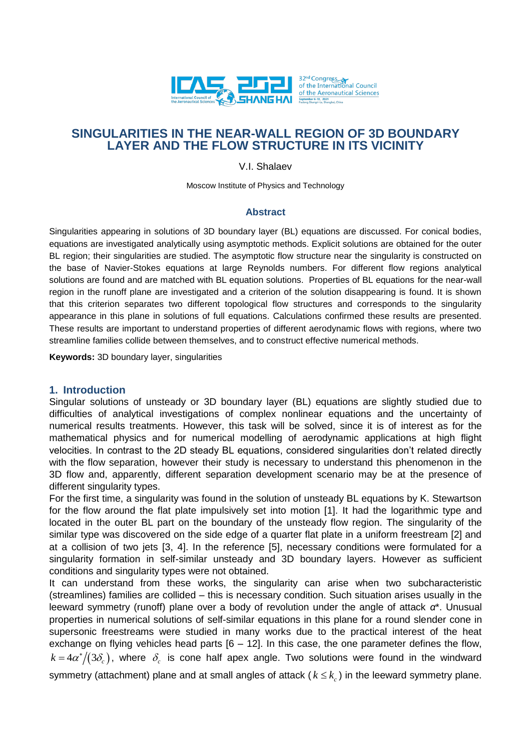# SINGULARITIES IN THE NEAR-WALL REGION OF 3D BOUNDARY LAYER AND THE FLOW STRUCTURE IN ITS VICINITY

V.I. Shalaev

Moscow Institute of Physics and Technology

## Abstract

Singularities appearing in solutions of 3D boundary layer (BL) equations are discussed. For conical bodies, equations are investigated analytically using asymptotic methods. Explicit solutions are obtained for the outer BL region; their singularities are studied. The asymptotic flow structure near the singularity is constructed on the base of Navier-Stokes equations at large Reynolds numbers. For different flow regions analytical solutions are found and are matched with BL equation solutions. Properties of BL equations for the near-wall region in the runoff plane are investigated and a criterion of the solution disappearing is found. It is shown that this criterion separates two different topological flow structures and corresponds to the singularity appearance in this plane in solutions of full equations. Calculations confirmed these results are presented. These results are important to understand properties of different aerodynamic flows with regions, where two streamline families collide between themselves, and to construct effective numerical methods.

**Keywords:** 3D boundary layer, singularities

## 1. Introduction

Singular solutions of unsteady or 3D boundary layer (BL) equations are slightly studied due to difficulties of analytical investigations of complex nonlinear equations and the uncertainty of numerical results treatments. However, this task will be solved, since it is of interest as for the mathematical physics and for numerical modelling of aerodynamic applications at high flight velocities. In contrast to the 2D steady BL equations, considered singularities don't related directly with the flow separation, however their study is necessary to understand this phenomenon in the 3D flow and, apparently, different separation development scenario may be at the presence of different singularity types.

For the first time, a singularity was found in the solution of unsteady BL equations by K. Stewartson for the flow around the flat plate impulsively set into motion [1]. It had the logarithmic type and located in the outer BL part on the boundary of the unsteady flow region. The singularity of the similar type was discovered on the side edge of a quarter flat plate in a uniform freestream [2] and at a collision of two jets [3, 4]. In the reference [5], necessary conditions were formulated for a singularity formation in self-similar unsteady and 3D boundary layers. However as sufficient conditions and singularity types were not obtained.

It can understand from these works, the singularity can arise when two subcharacteristic (streamlines) families are collided – this is necessary condition. Such situation arises usually in the leeward symmetry (runoff) plane over a body of revolution under the angle of attack $\alpha^*$. Unusual properties in numerical solutions of self-similar equations in this plane for a round slender cone in supersonic freestreams were studied in many works due to the practical interest of the heat exchange on flying vehicles head parts [6 – 12]. In this case, the one parameter defines the flow, $k = 4\alpha^*/(3\delta_c)$, where $\delta_c$ is cone half apex angle. Two solutions were found in the windward symmetry (attachment) plane and at small angles of attack ($k \le k_c$) in the leeward symmetry plane.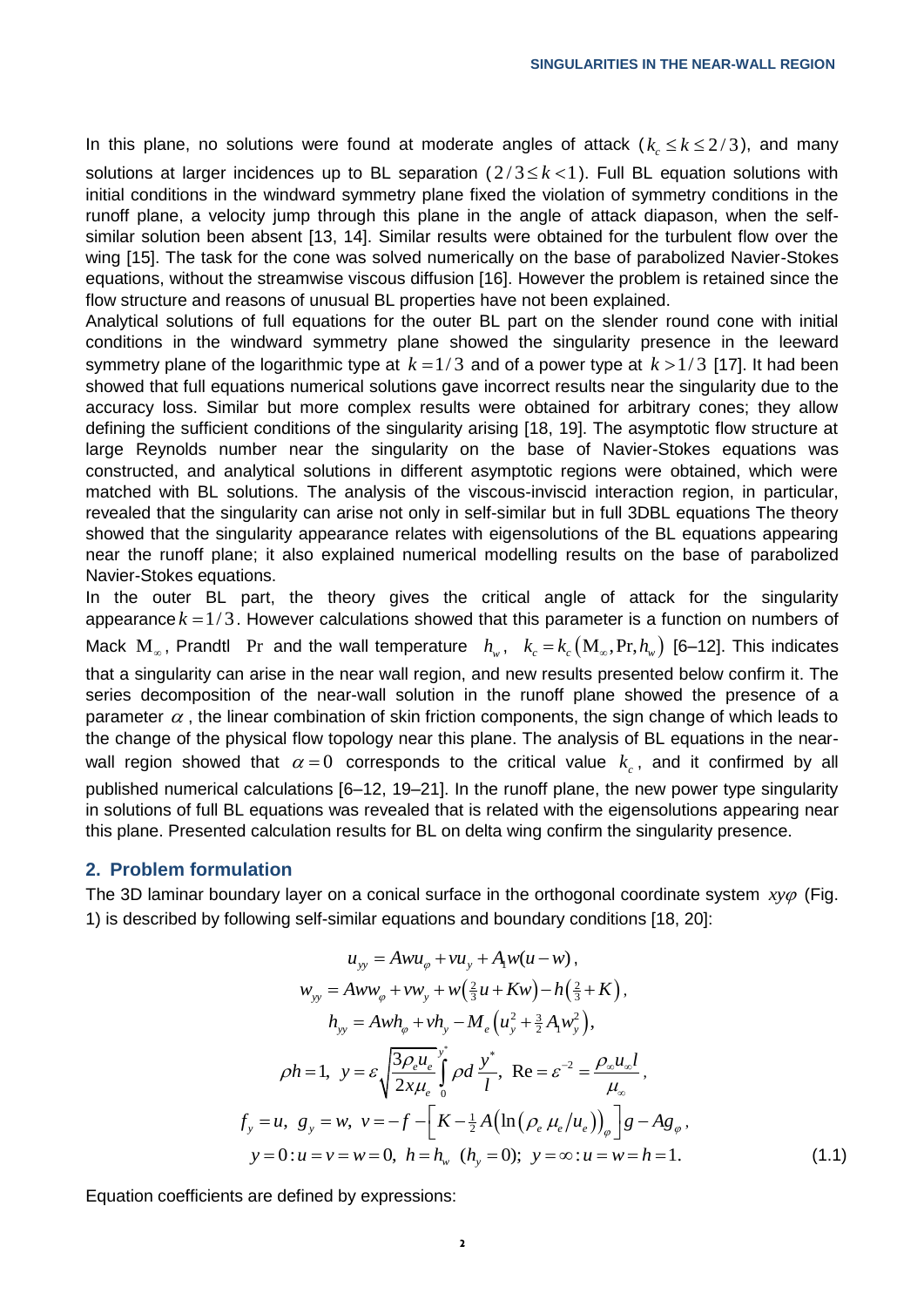In this plane, no solutions were found at moderate angles of attack ($k_c \le k \le 2/3$), and many solutions at larger incidences up to BL separation ($2/3 \le k < 1$). Full BL equation solutions with initial conditions in the windward symmetry plane fixed the violation of symmetry conditions in the runoff plane, a velocity jump through this plane in the angle of attack diapason, when the self-similar solution been absent [13, 14]. Similar results were obtained for the turbulent flow over the wing [15]. The task for the cone was solved numerically on the base of parabolized Navier-Stokes equations, without the streamwise viscous diffusion [16]. However the problem is retained since the flow structure and reasons of unusual BL properties have not been explained.

Analytical solutions of full equations for the outer BL part on the slender round cone with initial conditions in the windward symmetry plane showed the singularity presence in the leeward symmetry plane of the logarithmic type at $k = 1/3$ and of a power type at $k > 1/3$ [17]. It had been showed that full equations numerical solutions gave incorrect results near the singularity due to the accuracy loss. Similar but more complex results were obtained for arbitrary cones; they allow defining the sufficient conditions of the singularity arising [18, 19]. The asymptotic flow structure at large Reynolds number near the singularity on the base of Navier-Stokes equations was constructed, and analytical solutions in different asymptotic regions were obtained, which were matched with BL solutions. The analysis of the viscous-inviscid interaction region, in particular, revealed that the singularity can arise not only in self-similar but in full 3DBL equations The theory showed that the singularity appearance relates with eigensolutions of the BL equations appearing near the runoff plane; it also explained numerical modelling results on the base of parabolized Navier-Stokes equations.

In the outer BL part, the theory gives the critical angle of attack for the singularity appearance $k = 1/3$. However calculations showed that this parameter is a function on numbers of Mack $\mathrm{M}_\infty$, Prandtl $\Pr$ and the wall temperature $h_w$, $k_c = k_c(\mathrm{M}_\infty, \Pr, h_w)$ [6–12]. This indicates that a singularity can arise in the near wall region, and new results presented below confirm it. The series decomposition of the near-wall solution in the runoff plane showed the presence of a parameter $\alpha$, the linear combination of skin friction components, the sign change of which leads to the change of the physical flow topology near this plane. The analysis of BL equations in the near-wall region showed that $\alpha = 0$ corresponds to the critical value $k_c$, and it confirmed by all published numerical calculations [6–12, 19–21]. In the runoff plane, the new power type singularity in solutions of full BL equations was revealed that is related with the eigensolutions appearing near this plane. Presented calculation results for BL on delta wing confirm the singularity presence.

## 2. Problem formulation

The 3D laminar boundary layer on a conical surface in the orthogonal coordinate system $xy\varphi$ (Fig. 1) is described by following self-similar equations and boundary conditions [18, 20]:

$$
\begin{gathered}
u_{yy} = Awu_\varphi + vu_y + A_1 w(u - w),\\
w_{yy} = Aww_\varphi + vw_y + w\left(\tfrac{2}{3}u + Kw\right) - h\left(\tfrac{2}{3} + K\right),\\
h_{yy} = Awh_\varphi + vh_y - M_e\left(u_y^2 + \tfrac{3}{2}A_1 w_y^2\right),\\
\rho h = 1,\ y = \varepsilon\sqrt{\frac{3\rho_e u_e}{2x\mu_e}}\int_0^{y^*} \rho d\frac{y^*}{l},\ \mathrm{Re} = \varepsilon^{-2} = \frac{\rho_\infty u_\infty l}{\mu_\infty},\\
f_y = u,\ g_y = w,\ v = -f - \left[K - \tfrac{1}{2}A\left(\ln\left(\rho_e\,\mu_e/u_e\right)\right)_\varphi\right]g - Ag_\varphi,\\
y = 0 : u = v = w = 0,\ h = h_w\ (h_y = 0);\ y = \infty : u = w = h = 1.
\end{gathered}
\tag{1.1}
$$

Equation coefficients are defined by expressions: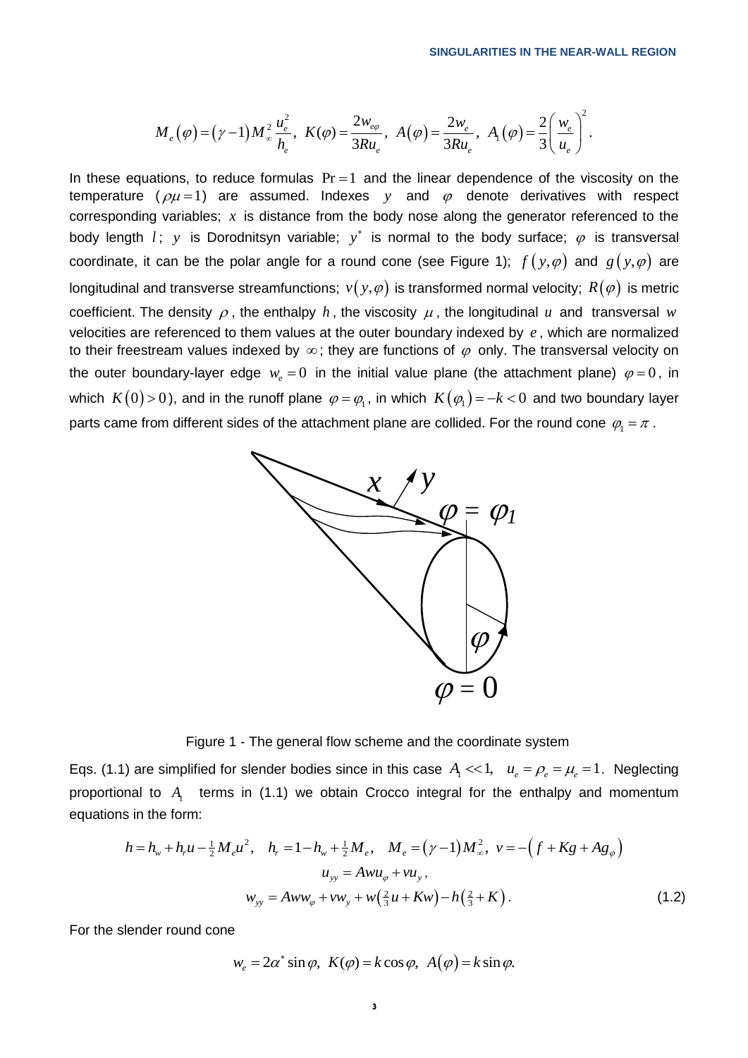$$M_e(\varphi) = (\gamma - 1) M_\infty^2 \frac{u_e^2}{h_e},\ K(\varphi) = \frac{2w_{e\varphi}}{3Ru_e},\ A(\varphi) = \frac{2w_e}{3Ru_e},\ A_1(\varphi) = \frac{2}{3}\left(\frac{w_e}{u_e}\right)^2.$$

In these equations, to reduce formulas $\Pr = 1$ and the linear dependence of the viscosity on the temperature ($\rho\mu = 1$) are assumed. Indexes $y$ and $\varphi$ denote derivatives with respect corresponding variables; $x$ is distance from the body nose along the generator referenced to the body length $l$; $y$ is Dorodnitsyn variable; $y^*$ is normal to the body surface; $\varphi$ is transversal coordinate, it can be the polar angle for a round cone (see Figure 1); $f(y,\varphi)$ and $g(y,\varphi)$ are longitudinal and transverse streamfunctions; $v(y,\varphi)$ is transformed normal velocity; $R(\varphi)$ is metric coefficient. The density $\rho$, the enthalpy $h$, the viscosity $\mu$, the longitudinal $u$ and transversal $w$ velocities are referenced to them values at the outer boundary indexed by $e$, which are normalized to their freestream values indexed by $\infty$; they are functions of $\varphi$ only. The transversal velocity on the outer boundary-layer edge $w_e = 0$ in the initial value plane (the attachment plane) $\varphi = 0$, in which $K(0) > 0$), and in the runoff plane $\varphi = \varphi_1$, in which $K(\varphi_1) = -k < 0$ and two boundary layer parts came from different sides of the attachment plane are collided. For the round cone $\varphi_1 = \pi$.

Figure 1 - The general flow scheme and the coordinate system

Eqs. (1.1) are simplified for slender bodies since in this case $A_1 << 1,\ u_e = \rho_e = \mu_e = 1$. Neglecting proportional to $A_1$ terms in (1.1) we obtain Crocco integral for the enthalpy and momentum equations in the form:

$$h = h_w + h_r u - \tfrac{1}{2} M_e u^2,\quad h_r = 1 - h_w + \tfrac{1}{2} M_e,\quad M_e = (\gamma - 1) M_\infty^2,\ v = -\left(f + Kg + Ag_\varphi\right)$$

$$u_{yy} = Awu_\varphi + vu_y,$$

$$w_{yy} = Aww_\varphi + vw_y + w\left(\tfrac{2}{3}u + Kw\right) - h\left(\tfrac{2}{3} + K\right). \tag{1.2}$$

For the slender round cone

$$w_e = 2\alpha^* \sin\varphi,\ K(\varphi) = k\cos\varphi,\ A(\varphi) = k\sin\varphi.$$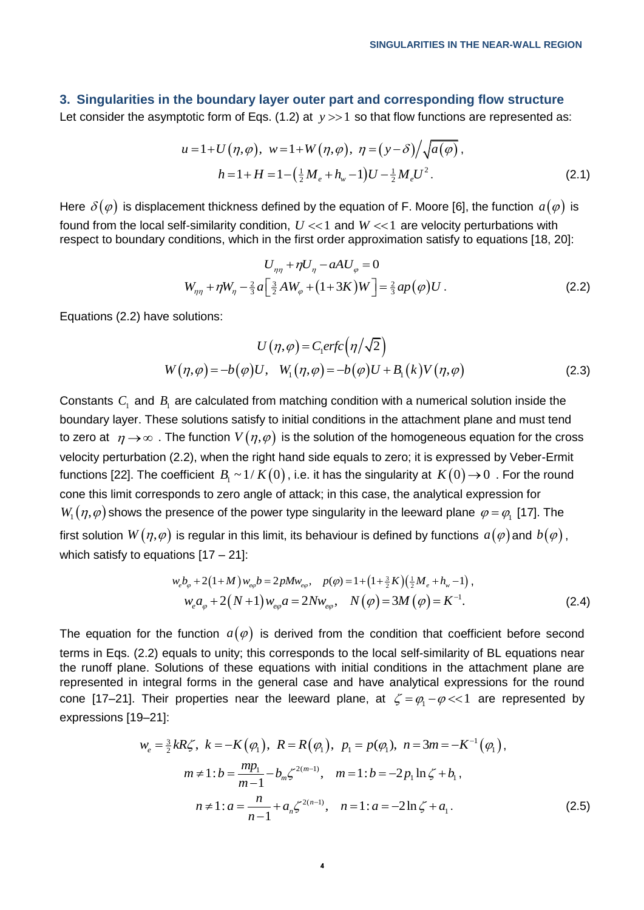## 3. Singularities in the boundary layer outer part and corresponding flow structure

Let consider the asymptotic form of Eqs. (1.2) at $y >> 1$ so that flow functions are represented as:

$$u = 1 + U(\eta, \varphi),\ w = 1 + W(\eta, \varphi),\ \eta = (y - \delta)\big/\sqrt{a(\varphi)},$$
$$h = 1 + H = 1 - \left(\tfrac{1}{2}M_e + h_w - 1\right)U - \tfrac{1}{2}M_e U^2. \tag{2.1}$$

Here $\delta(\varphi)$ is displacement thickness defined by the equation of F. Moore [6], the function $a(\varphi)$ is found from the local self-similarity condition, $U << 1$ and $W << 1$ are velocity perturbations with respect to boundary conditions, which in the first order approximation satisfy to equations [18, 20]:

$$U_{\eta\eta} + \eta U_\eta - aAU_\varphi = 0$$
$$W_{\eta\eta} + \eta W_\eta - \tfrac{2}{3}a\left[\tfrac{3}{2}AW_\varphi + (1 + 3K)W\right] = \tfrac{2}{3}ap(\varphi)U. \tag{2.2}$$

Equations (2.2) have solutions:

$$U(\eta, \varphi) = C_1 erfc\left(\eta\big/\sqrt{2}\right)$$
$$W(\eta, \varphi) = -b(\varphi)U,\quad W_1(\eta, \varphi) = -b(\varphi)U + B_1(k)V(\eta, \varphi) \tag{2.3}$$

Constants $C_1$ and $B_1$ are calculated from matching condition with a numerical solution inside the boundary layer. These solutions satisfy to initial conditions in the attachment plane and must tend to zero at $\eta \to \infty$. The function $V(\eta, \varphi)$ is the solution of the homogeneous equation for the cross velocity perturbation (2.2), when the right hand side equals to zero; it is expressed by Veber-Ermit functions [22]. The coefficient $B_1 \sim 1/K(0)$, i.e. it has the singularity at $K(0) \to 0$. For the round cone this limit corresponds to zero angle of attack; in this case, the analytical expression for $W_1(\eta, \varphi)$ shows the presence of the power type singularity in the leeward plane $\varphi = \varphi_1$ [17]. The first solution $W(\eta, \varphi)$ is regular in this limit, its behaviour is defined by functions $a(\varphi)$ and $b(\varphi)$, which satisfy to equations [17 – 21]:

$$w_e b_\varphi + 2(1 + M)w_{e\varphi}b = 2pMw_{e\varphi},\quad p(\varphi) = 1 + \left(1 + \tfrac{3}{2}K\right)\left(\tfrac{1}{2}M_e + h_w - 1\right),$$
$$w_e a_\varphi + 2(N + 1)w_{e\varphi}a = 2Nw_{e\varphi},\quad N(\varphi) = 3M(\varphi) = K^{-1}. \tag{2.4}$$

The equation for the function $a(\varphi)$ is derived from the condition that coefficient before second terms in Eqs. (2.2) equals to unity; this corresponds to the local self-similarity of BL equations near the runoff plane. Solutions of these equations with initial conditions in the attachment plane are represented in integral forms in the general case and have analytical expressions for the round cone [17–21]. Their properties near the leeward plane, at $\zeta = \varphi_1 - \varphi << 1$ are represented by expressions [19–21]:

$$w_e = \tfrac{3}{2}kR\zeta,\ k = -K(\varphi_1),\ R = R(\varphi_1),\ p_1 = p(\varphi_1),\ n = 3m = -K^{-1}(\varphi_1),$$
$$m \ne 1: b = \frac{mp_1}{m-1} - b_m\zeta^{2(m-1)},\quad m = 1: b = -2p_1\ln\zeta + b_1,$$
$$n \ne 1: a = \frac{n}{n-1} + a_n\zeta^{2(n-1)},\quad n = 1: a = -2\ln\zeta + a_1. \tag{2.5}$$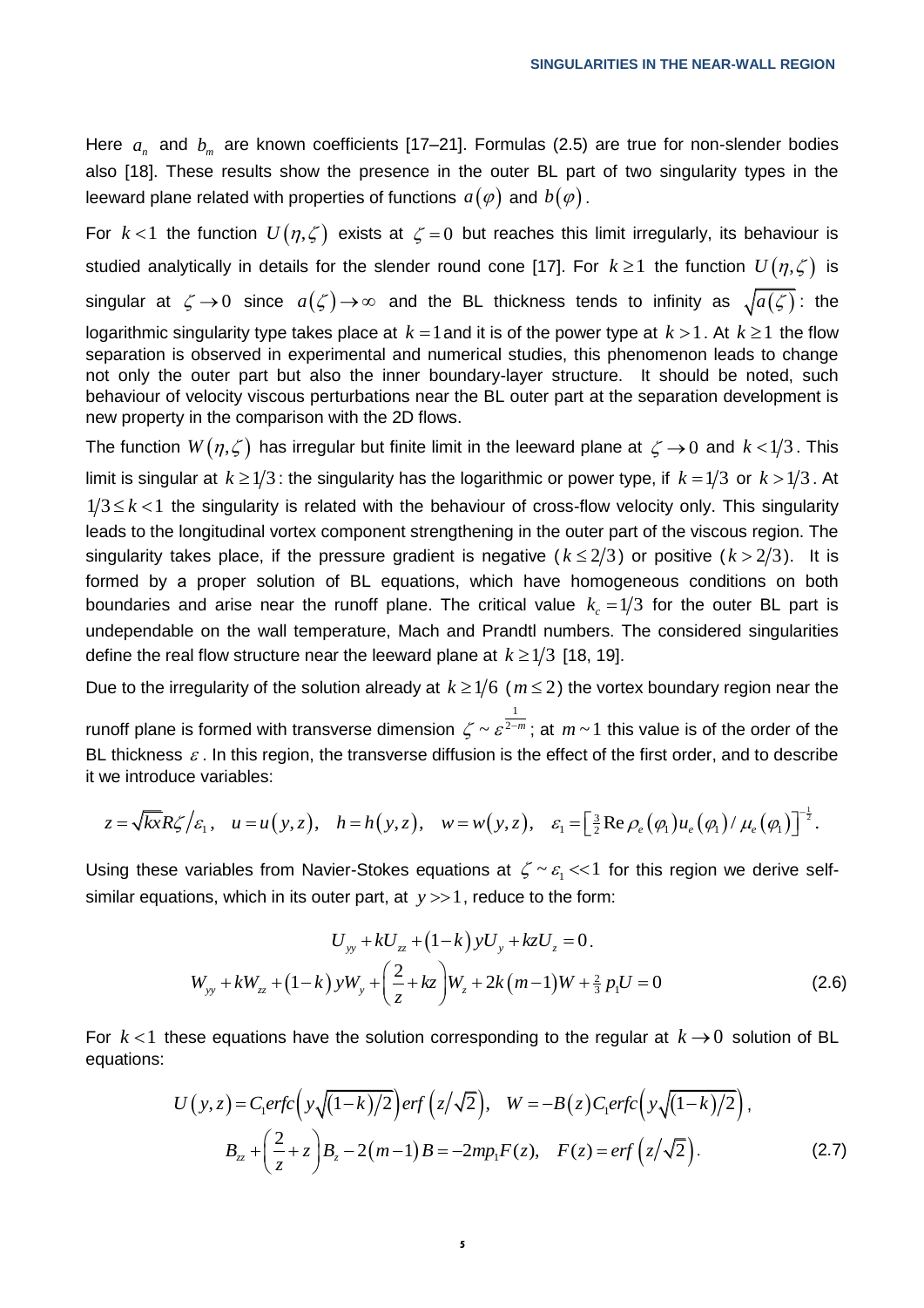Here $a_n$ and $b_m$ are known coefficients [17–21]. Formulas (2.5) are true for non-slender bodies also [18]. These results show the presence in the outer BL part of two singularity types in the leeward plane related with properties of functions $a(\varphi)$ and $b(\varphi)$.

For $k<1$ the function $U(\eta,\zeta)$ exists at $\zeta=0$ but reaches this limit irregularly, its behaviour is studied analytically in details for the slender round cone [17]. For $k\geq 1$ the function $U(\eta,\zeta)$ is singular at $\zeta\to 0$ since $a(\zeta)\to\infty$ and the BL thickness tends to infinity as $\sqrt{a(\zeta)}$: the logarithmic singularity type takes place at $k=1$ and it is of the power type at $k>1$. At $k\geq 1$ the flow separation is observed in experimental and numerical studies, this phenomenon leads to change not only the outer part but also the inner boundary-layer structure. It should be noted, such behaviour of velocity viscous perturbations near the BL outer part at the separation development is new property in the comparison with the 2D flows.

The function $W(\eta,\zeta)$ has irregular but finite limit in the leeward plane at $\zeta\to 0$ and $k<1/3$. This limit is singular at $k\geq 1/3$: the singularity has the logarithmic or power type, if $k=1/3$ or $k>1/3$. At $1/3\leq k<1$ the singularity is related with the behaviour of cross-flow velocity only. This singularity leads to the longitudinal vortex component strengthening in the outer part of the viscous region. The singularity takes place, if the pressure gradient is negative ($k\leq 2/3$) or positive ($k>2/3$). It is formed by a proper solution of BL equations, which have homogeneous conditions on both boundaries and arise near the runoff plane. The critical value $k_c=1/3$ for the outer BL part is undependable on the wall temperature, Mach and Prandtl numbers. The considered singularities define the real flow structure near the leeward plane at $k\geq 1/3$ [18, 19].

Due to the irregularity of the solution already at $k\geq 1/6$ ($m\leq 2$) the vortex boundary region near the runoff plane is formed with transverse dimension $\zeta\sim\varepsilon^{\frac{1}{2-m}}$; at $m\sim 1$ this value is of the order of the BL thickness $\varepsilon$. In this region, the transverse diffusion is the effect of the first order, and to describe it we introduce variables:

$$z=\sqrt{kx}R\zeta/\varepsilon_1,\quad u=u(y,z),\quad h=h(y,z),\quad w=w(y,z),\quad \varepsilon_1=\left[\tfrac{3}{2}\operatorname{Re}\rho_e(\varphi_1)u_e(\varphi_1)/\mu_e(\varphi_1)\right]^{-\frac{1}{2}}.$$

Using these variables from Navier-Stokes equations at $\zeta\sim\varepsilon_1<<1$ for this region we derive self-similar equations, which in its outer part, at $y>>1$, reduce to the form:

$$U_{yy}+kU_{zz}+(1-k)yU_y+kzU_z=0.$$
$$W_{yy}+kW_{zz}+(1-k)yW_y+\left(\frac{2}{z}+kz\right)W_z+2k(m-1)W+\tfrac{2}{3}p_1U=0 \tag{2.6}$$

For $k<1$ these equations have the solution corresponding to the regular at $k\to 0$ solution of BL equations:

$$U(y,z)=C_1erfc\left(y\sqrt{(1-k)/2}\right)erf\left(z/\sqrt{2}\right),\quad W=-B(z)C_1erfc\left(y\sqrt{(1-k)/2}\right),$$
$$B_{zz}+\left(\frac{2}{z}+z\right)B_z-2(m-1)B=-2mp_1F(z),\quad F(z)=erf\left(z/\sqrt{2}\right). \tag{2.7}$$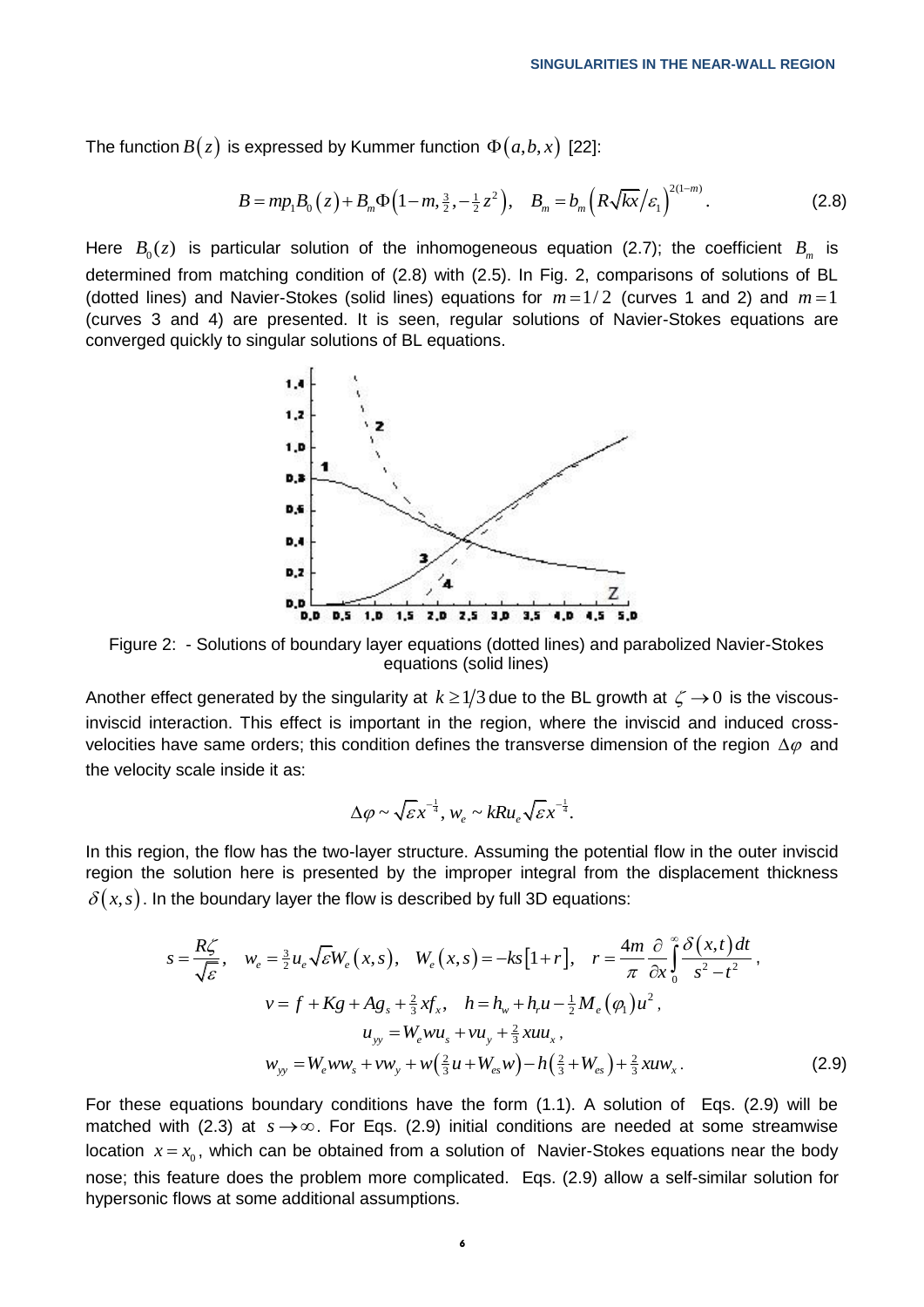The function $B(z)$ is expressed by Kummer function $\Phi(a,b,x)$ [22]:

$$B = mp_1 B_0(z) + B_m \Phi\left(1-m, \tfrac{3}{2}, -\tfrac{1}{2}z^2\right), \quad B_m = b_m \left(R\sqrt{kx}/\varepsilon_1\right)^{2(1-m)}. \tag{2.8}$$

Here $B_0(z)$ is particular solution of the inhomogeneous equation (2.7); the coefficient $B_m$ is determined from matching condition of (2.8) with (2.5). In Fig. 2, comparisons of solutions of BL (dotted lines) and Navier-Stokes (solid lines) equations for $m=1/2$ (curves 1 and 2) and $m=1$ (curves 3 and 4) are presented. It is seen, regular solutions of Navier-Stokes equations are converged quickly to singular solutions of BL equations.

Figure 2: - Solutions of boundary layer equations (dotted lines) and parabolized Navier-Stokes equations (solid lines)

Another effect generated by the singularity at $k \geq 1/3$ due to the BL growth at $\zeta \to 0$ is the viscous-inviscid interaction. This effect is important in the region, where the inviscid and induced cross-velocities have same orders; this condition defines the transverse dimension of the region $\Delta\varphi$ and the velocity scale inside it as:

$$\Delta\varphi \sim \sqrt{\varepsilon}x^{-\frac{1}{4}}, \, w_e \sim kRu_e\sqrt{\varepsilon}x^{-\frac{1}{4}}.$$

In this region, the flow has the two-layer structure. Assuming the potential flow in the outer inviscid region the solution here is presented by the improper integral from the displacement thickness $\delta(x,s)$. In the boundary layer the flow is described by full 3D equations:

$$\begin{gathered}
s = \frac{R\zeta}{\sqrt{\varepsilon}}, \quad w_e = \tfrac{3}{2}u_e\sqrt{\varepsilon}W_e(x,s), \quad W_e(x,s) = -ks\left[1+r\right], \quad r = \frac{4m}{\pi}\frac{\partial}{\partial x}\int_0^\infty \frac{\delta(x,t)\,dt}{s^2-t^2}, \\
v = f + Kg + Ag_s + \tfrac{2}{3}xf_x, \quad h = h_w + h_r u - \tfrac{1}{2}M_e(\varphi_1)u^2, \\
u_{yy} = W_e w u_s + v u_y + \tfrac{2}{3}xuu_x, \\
w_{yy} = W_e w w_s + v w_y + w\left(\tfrac{2}{3}u + W_{es}w\right) - h\left(\tfrac{2}{3} + W_{es}\right) + \tfrac{2}{3}xuw_x.
\end{gathered} \tag{2.9}$$

For these equations boundary conditions have the form (1.1). A solution of Eqs. (2.9) will be matched with (2.3) at $s \to \infty$. For Eqs. (2.9) initial conditions are needed at some streamwise location $x = x_0$, which can be obtained from a solution of Navier-Stokes equations near the body nose; this feature does the problem more complicated. Eqs. (2.9) allow a self-similar solution for hypersonic flows at some additional assumptions.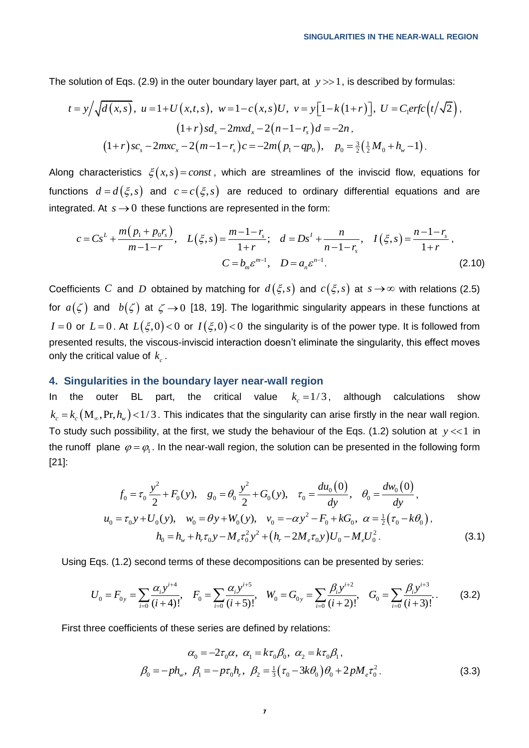The solution of Eqs. (2.9) in the outer boundary layer part, at $y >> 1$, is described by formulas:

$$t = y\Big/\sqrt{d(x,s)},\ u = 1 + U(x,t,s),\ w = 1 - c(x,s)U,\ v = y\left[1 - k(1+r)\right],\ U = C_1 erfc\left(t/\sqrt{2}\right),$$
$$(1+r)sd_s - 2mxd_x - 2(n-1-r_s)d = -2n,$$
$$(1+r)sc_s - 2mxc_x - 2(m-1-r_s)c = -2m(p_1 - qp_0),\quad p_0 = \tfrac{3}{2}\left(\tfrac{1}{2}M_0 + h_w - 1\right).$$

Along characteristics $\xi(x,s) = const$, which are streamlines of the inviscid flow, equations for functions $d = d(\xi,s)$ and $c = c(\xi,s)$ are reduced to ordinary differential equations and are integrated. At $s \to 0$ these functions are represented in the form:

$$c = Cs^L + \frac{m(p_1 + p_0 r_s)}{m-1-r},\quad L(\xi,s) = \frac{m-1-r_s}{1+r};\quad d = Ds^I + \frac{n}{n-1-r_s},\quad I(\xi,s) = \frac{n-1-r_s}{1+r},$$
$$C = b_m\varepsilon^{m-1},\quad D = a_n\varepsilon^{n-1}. \tag{2.10}$$

Coefficients $C$ and $D$ obtained by matching for $d(\xi,s)$ and $c(\xi,s)$ at $s \to \infty$ with relations (2.5) for $a(\zeta)$ and $b(\zeta)$ at $\zeta \to 0$ [18, 19]. The logarithmic singularity appears in these functions at $I = 0$ or $L = 0$. At $L(\xi,0) < 0$ or $I(\xi,0) < 0$ the singularity is of the power type. It is followed from presented results, the viscous-inviscid interaction doesn't eliminate the singularity, this effect moves only the critical value of $k_c$.

## 4. Singularities in the boundary layer near-wall region

In the outer BL part, the critical value $k_c = 1/3$, although calculations show $k_c = k_c(\mathrm{M}_\infty, \mathrm{Pr}, h_w) < 1/3$. This indicates that the singularity can arise firstly in the near wall region. To study such possibility, at the first, we study the behaviour of the Eqs. (1.2) solution at $y << 1$ in the runoff plane $\varphi = \varphi_1$. In the near-wall region, the solution can be presented in the following form [21]:

$$f_0 = \tau_0\frac{y^2}{2} + F_0(y),\quad g_0 = \theta_0\frac{y^2}{2} + G_0(y),\quad \tau_0 = \frac{du_0(0)}{dy},\quad \theta_0 = \frac{dw_0(0)}{dy},$$
$$u_0 = \tau_0 y + U_0(y),\quad w_0 = \theta y + W_0(y),\quad v_0 = -\alpha y^2 - F_0 + kG_0,\ \alpha = \tfrac{1}{2}(\tau_0 - k\theta_0),$$
$$h_0 = h_w + h_r\tau_0 y - M_e\tau_0^2 y^2 + (h_r - 2M_e\tau_0 y)U_0 - M_e U_0^2. \tag{3.1}$$

Using Eqs. (1.2) second terms of these decompositions can be presented by series:

$$U_0 = F_{0y} = \sum_{i=0}\frac{\alpha_i y^{i+4}}{(i+4)!},\quad F_0 = \sum_{i=0}\frac{\alpha_i y^{i+5}}{(i+5)!},\quad W_0 = G_{0y} = \sum_{i=0}\frac{\beta_i y^{i+2}}{(i+2)!},\quad G_0 = \sum_{i=0}\frac{\beta_i y^{i+3}}{(i+3)!}.. \tag{3.2}$$

First three coefficients of these series are defined by relations:

$$\alpha_0 = -2\tau_0\alpha,\ \alpha_1 = k\tau_0\beta_0,\ \alpha_2 = k\tau_0\beta_1,$$
$$\beta_0 = -ph_w,\ \beta_1 = -p\tau_0 h_r,\ \beta_2 = \tfrac{1}{3}(\tau_0 - 3k\theta_0)\theta_0 + 2pM_e\tau_0^2. \tag{3.3}$$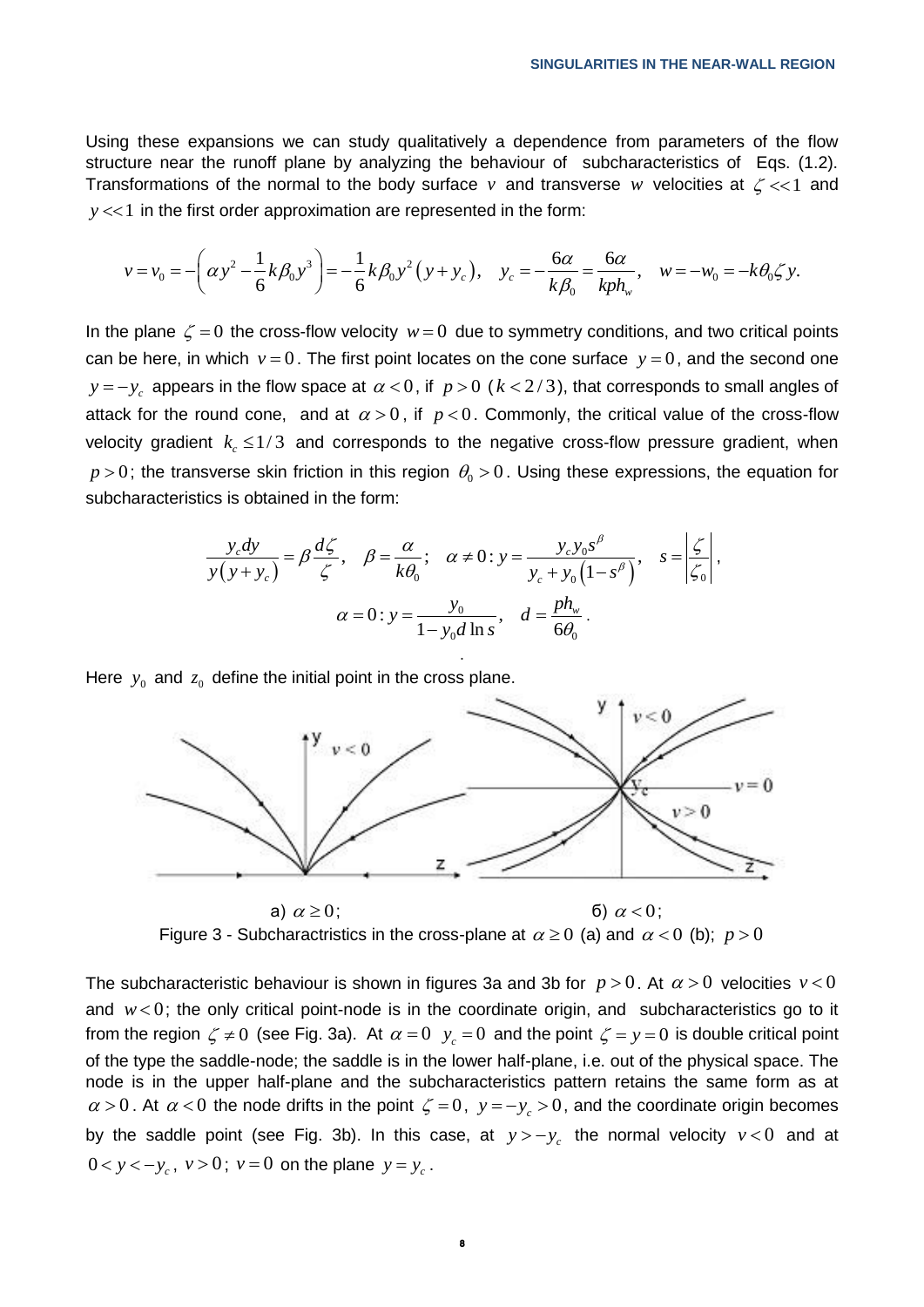Using these expansions we can study qualitatively a dependence from parameters of the flow structure near the runoff plane by analyzing the behaviour of subcharacteristics of Eqs. (1.2). Transformations of the normal to the body surface $v$ and transverse $w$ velocities at $\zeta << 1$ and $y << 1$ in the first order approximation are represented in the form:

$$v = v_0 = -\left(\alpha y^2 - \frac{1}{6}k\beta_0 y^3\right) = -\frac{1}{6}k\beta_0 y^2\left(y + y_c\right), \quad y_c = -\frac{6\alpha}{k\beta_0} = \frac{6\alpha}{kph_w}, \quad w = -w_0 = -k\theta_0\zeta y.$$

In the plane $\zeta = 0$ the cross-flow velocity $w = 0$ due to symmetry conditions, and two critical points can be here, in which $v = 0$. The first point locates on the cone surface $y = 0$, and the second one $y = -y_c$ appears in the flow space at $\alpha < 0$, if $p > 0$ ($k < 2/3$), that corresponds to small angles of attack for the round cone, and at $\alpha > 0$, if $p < 0$. Commonly, the critical value of the cross-flow velocity gradient $k_c \leq 1/3$ and corresponds to the negative cross-flow pressure gradient, when $p > 0$; the transverse skin friction in this region $\theta_0 > 0$. Using these expressions, the equation for subcharacteristics is obtained in the form:

$$\frac{y_c dy}{y\left(y + y_c\right)} = \beta\frac{d\zeta}{\zeta}, \quad \beta = \frac{\alpha}{k\theta_0}; \quad \alpha \neq 0: y = \frac{y_c y_0 s^{\beta}}{y_c + y_0\left(1 - s^{\beta}\right)}, \quad s = \left|\frac{\zeta}{\zeta_0}\right|,$$

$$\alpha = 0: y = \frac{y_0}{1 - y_0 d\ln s}, \quad d = \frac{ph_w}{6\theta_0}.$$

Here $y_0$ and $z_0$ define the initial point in the cross plane.

a) $\alpha \geq 0$; б) $\alpha < 0$;

Figure 3 - Subcharactristics in the cross-plane at $\alpha \geq 0$ (a) and $\alpha < 0$ (b); $p > 0$

The subcharacteristic behaviour is shown in figures 3a and 3b for $p > 0$. At $\alpha > 0$ velocities $v < 0$ and $w < 0$; the only critical point-node is in the coordinate origin, and subcharacteristics go to it from the region $\zeta \neq 0$ (see Fig. 3a). At $\alpha = 0$ $y_c = 0$ and the point $\zeta = y = 0$ is double critical point of the type the saddle-node; the saddle is in the lower half-plane, i.e. out of the physical space. The node is in the upper half-plane and the subcharacteristics pattern retains the same form as at $\alpha > 0$. At $\alpha < 0$ the node drifts in the point $\zeta = 0$, $y = -y_c > 0$, and the coordinate origin becomes by the saddle point (see Fig. 3b). In this case, at $y > -y_c$ the normal velocity $v < 0$ and at $0 < y < -y_c$, $v > 0$; $v = 0$ on the plane $y = y_c$.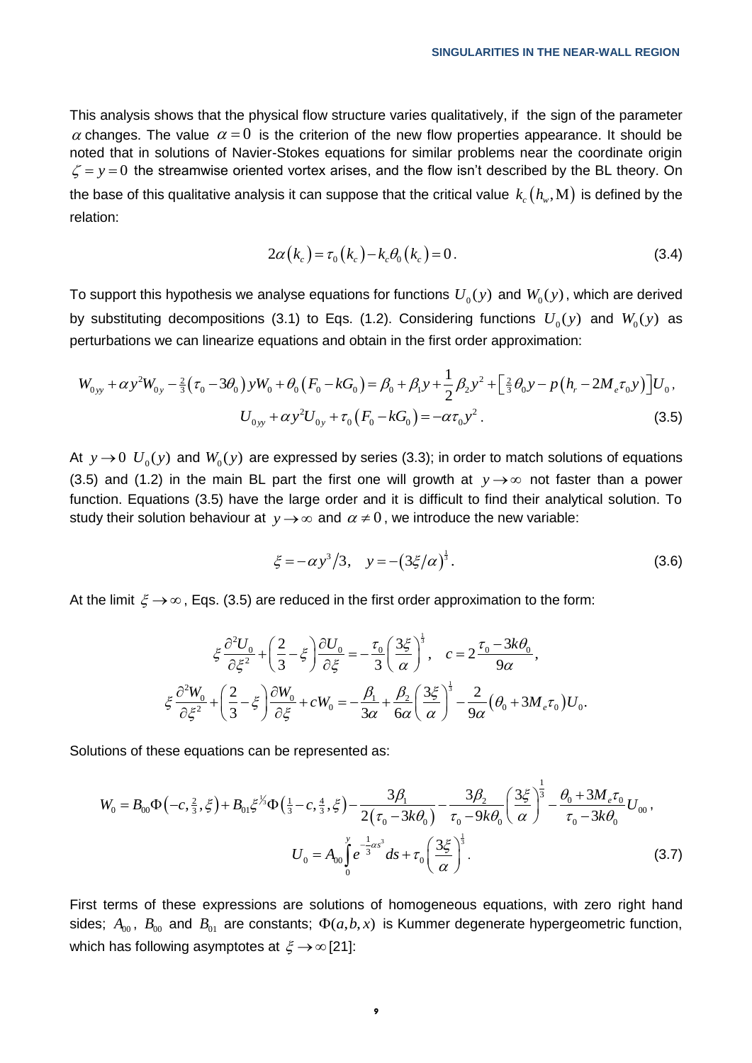This analysis shows that the physical flow structure varies qualitatively, if the sign of the parameter $\alpha$ changes. The value $\alpha = 0$ is the criterion of the new flow properties appearance. It should be noted that in solutions of Navier-Stokes equations for similar problems near the coordinate origin $\zeta = y = 0$ the streamwise oriented vortex arises, and the flow isn't described by the BL theory. On the base of this qualitative analysis it can suppose that the critical value $k_c(h_w, \mathrm{M})$ is defined by the relation:

$$2\alpha(k_c) = \tau_0(k_c) - k_c\theta_0(k_c) = 0. \tag{3.4}$$

To support this hypothesis we analyse equations for functions $U_0(y)$ and $W_0(y)$, which are derived by substituting decompositions (3.1) to Eqs. (1.2). Considering functions $U_0(y)$ and $W_0(y)$ as perturbations we can linearize equations and obtain in the first order approximation:

$$W_{0yy} + \alpha y^2 W_{0y} - \tfrac{2}{3}(\tau_0 - 3\theta_0) y W_0 + \theta_0 (F_0 - kG_0) = \beta_0 + \beta_1 y + \frac{1}{2}\beta_2 y^2 + \left[\tfrac{2}{3}\theta_0 y - p(h_r - 2M_e \tau_0 y)\right] U_0,$$

$$U_{0yy} + \alpha y^2 U_{0y} + \tau_0 (F_0 - kG_0) = -\alpha \tau_0 y^2. \tag{3.5}$$

At $y \to 0$ $U_0(y)$ and $W_0(y)$ are expressed by series (3.3); in order to match solutions of equations (3.5) and (1.2) in the main BL part the first one will growth at $y \to \infty$ not faster than a power function. Equations (3.5) have the large order and it is difficult to find their analytical solution. To study their solution behaviour at $y \to \infty$ and $\alpha \neq 0$, we introduce the new variable:

$$\xi = -\alpha y^3/3, \quad y = -(3\xi/\alpha)^{\frac{1}{3}}. \tag{3.6}$$

At the limit $\xi \to \infty$, Eqs. (3.5) are reduced in the first order approximation to the form:

$$\xi \frac{\partial^2 U_0}{\partial \xi^2} + \left(\frac{2}{3} - \xi\right)\frac{\partial U_0}{\partial \xi} = -\frac{\tau_0}{3}\left(\frac{3\xi}{\alpha}\right)^{\frac{1}{3}}, \quad c = 2\frac{\tau_0 - 3k\theta_0}{9\alpha},$$

$$\xi \frac{\partial^2 W_0}{\partial \xi^2} + \left(\frac{2}{3} - \xi\right)\frac{\partial W_0}{\partial \xi} + cW_0 = -\frac{\beta_1}{3\alpha} + \frac{\beta_2}{6\alpha}\left(\frac{3\xi}{\alpha}\right)^{\frac{1}{3}} - \frac{2}{9\alpha}(\theta_0 + 3M_e\tau_0)U_0.$$

Solutions of these equations can be represented as:

$$W_0 = B_{00}\Phi\left(-c, \tfrac{2}{3}, \xi\right) + B_{01}\xi^{1/3}\Phi\left(\tfrac{1}{3} - c, \tfrac{4}{3}, \xi\right) - \frac{3\beta_1}{2(\tau_0 - 3k\theta_0)} - \frac{3\beta_2}{\tau_0 - 9k\theta_0}\left(\frac{3\xi}{\alpha}\right)^{\frac{1}{3}} - \frac{\theta_0 + 3M_e\tau_0}{\tau_0 - 3k\theta_0}U_{00},$$

$$U_0 = A_{00}\int_0^y e^{-\frac{1}{3}\alpha s^3} ds + \tau_0\left(\frac{3\xi}{\alpha}\right)^{\frac{1}{3}}. \tag{3.7}$$

First terms of these expressions are solutions of homogeneous equations, with zero right hand sides; $A_{00}$, $B_{00}$ and $B_{01}$ are constants; $\Phi(a,b,x)$ is Kummer degenerate hypergeometric function, which has following asymptotes at $\xi \to \infty$ [21]: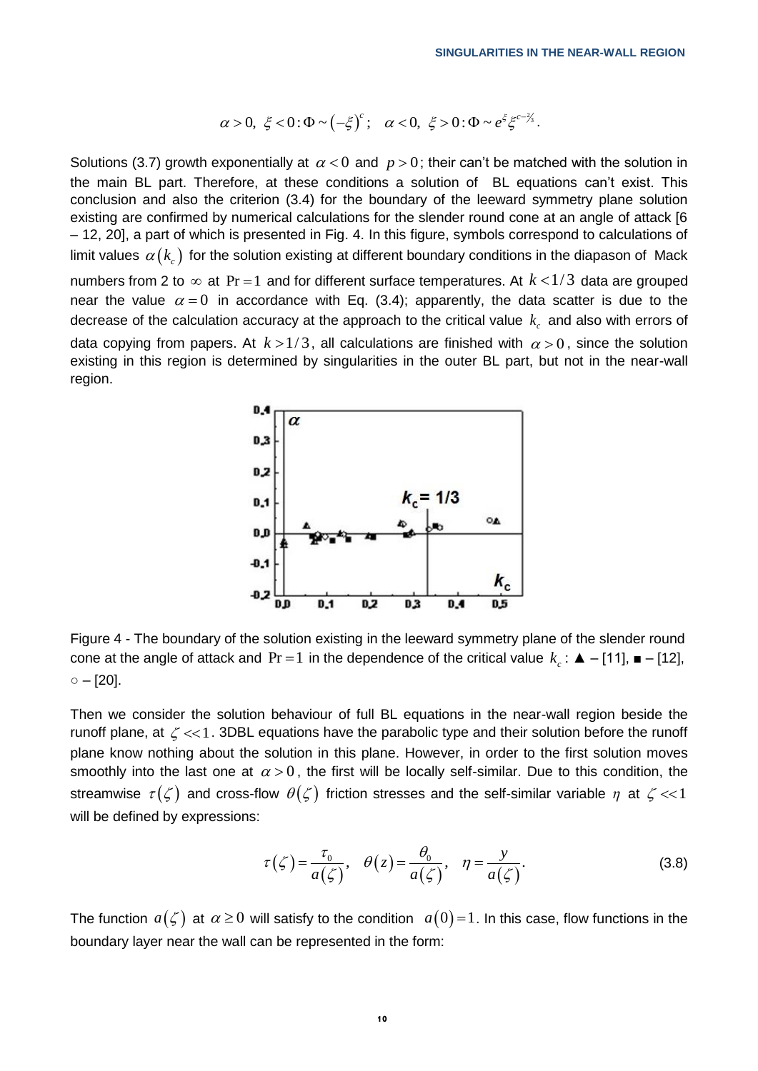$$\alpha > 0,\ \xi < 0 : \Phi \sim (-\xi)^{c};\quad \alpha < 0,\ \xi > 0 : \Phi \sim e^{\xi}\xi^{c-2/3}.$$

Solutions (3.7) growth exponentially at $\alpha < 0$ and $p > 0$; their can't be matched with the solution in the main BL part. Therefore, at these conditions a solution of BL equations can't exist. This conclusion and also the criterion (3.4) for the boundary of the leeward symmetry plane solution existing are confirmed by numerical calculations for the slender round cone at an angle of attack [6 – 12, 20], a part of which is presented in Fig. 4. In this figure, symbols correspond to calculations of limit values $\alpha(k_c)$ for the solution existing at different boundary conditions in the diapason of Mack numbers from 2 to $\infty$ at $\mathrm{Pr} = 1$ and for different surface temperatures. At $k < 1/3$ data are grouped near the value $\alpha = 0$ in accordance with Eq. (3.4); apparently, the data scatter is due to the decrease of the calculation accuracy at the approach to the critical value $k_c$ and also with errors of data copying from papers. At $k > 1/3$, all calculations are finished with $\alpha > 0$, since the solution existing in this region is determined by singularities in the outer BL part, but not in the near-wall region.

Figure 4 - The boundary of the solution existing in the leeward symmetry plane of the slender round cone at the angle of attack and $\mathrm{Pr} = 1$ in the dependence of the critical value $k_c$: ▲ – [11], ■ – [12], ○ – [20].

Then we consider the solution behaviour of full BL equations in the near-wall region beside the runoff plane, at $\zeta << 1$. 3DBL equations have the parabolic type and their solution before the runoff plane know nothing about the solution in this plane. However, in order to the first solution moves smoothly into the last one at $\alpha > 0$, the first will be locally self-similar. Due to this condition, the streamwise $\tau(\zeta)$ and cross-flow $\theta(\zeta)$ friction stresses and the self-similar variable $\eta$ at $\zeta << 1$ will be defined by expressions:

$$\tau(\zeta) = \frac{\tau_0}{a(\zeta)},\quad \theta(z) = \frac{\theta_0}{a(\zeta)},\quad \eta = \frac{y}{a(\zeta)}. \tag{3.8}$$

The function $a(\zeta)$ at $\alpha \geq 0$ will satisfy to the condition $a(0) = 1$. In this case, flow functions in the boundary layer near the wall can be represented in the form: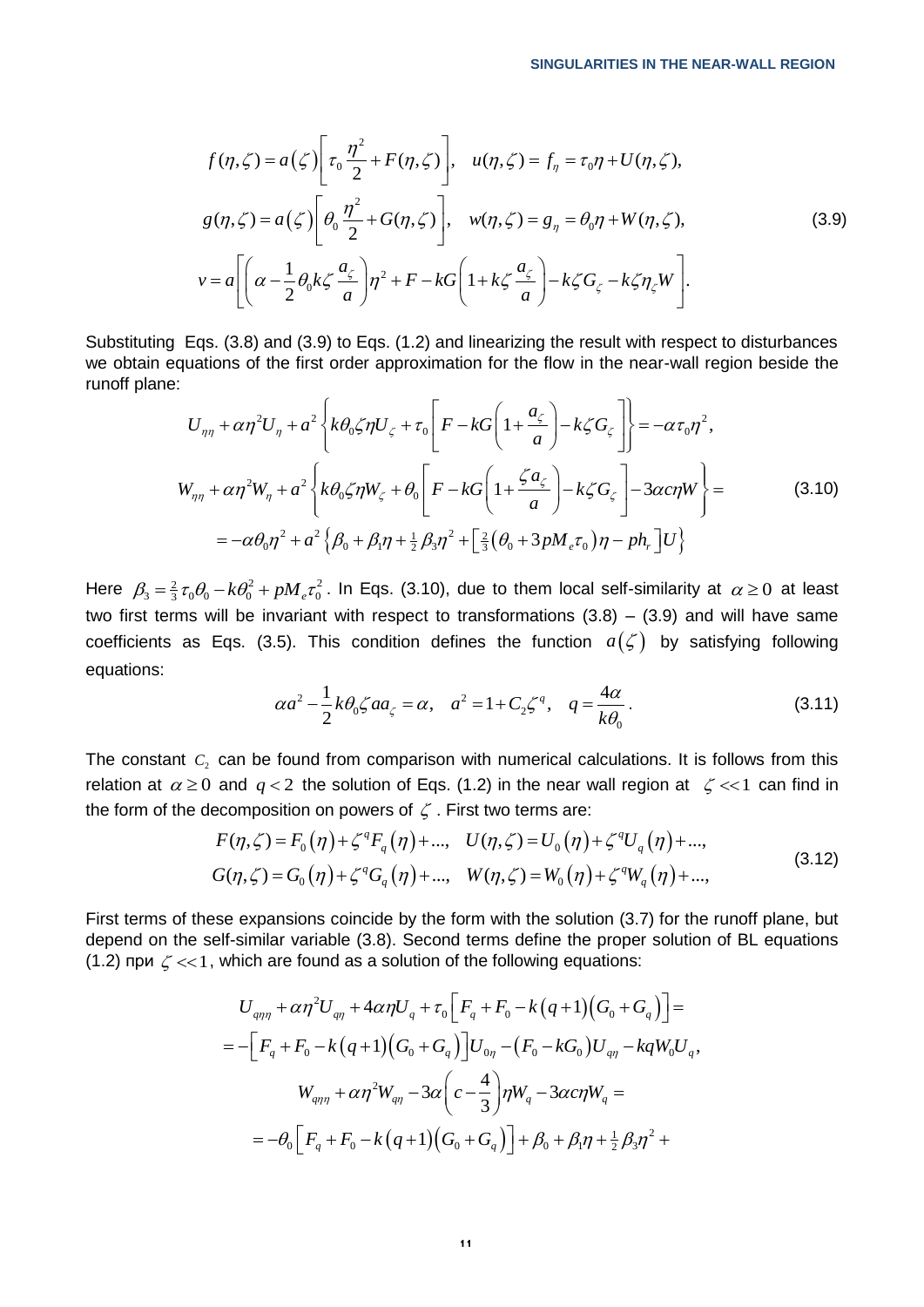$$f(\eta,\zeta)=a(\zeta)\left[\tau_0\frac{\eta^2}{2}+F(\eta,\zeta)\right],\quad u(\eta,\zeta)=f_\eta=\tau_0\eta+U(\eta,\zeta),$$

$$g(\eta,\zeta)=a(\zeta)\left[\theta_0\frac{\eta^2}{2}+G(\eta,\zeta)\right],\quad w(\eta,\zeta)=g_\eta=\theta_0\eta+W(\eta,\zeta),\tag{3.9}$$

$$v=a\left[\left(\alpha-\frac{1}{2}\theta_0 k\zeta\frac{a_\zeta}{a}\right)\eta^2+F-kG\left(1+k\zeta\frac{a_\zeta}{a}\right)-k\zeta G_\zeta-k\zeta\eta_\zeta W\right].$$

Substituting Eqs. (3.8) and (3.9) to Eqs. (1.2) and linearizing the result with respect to disturbances we obtain equations of the first order approximation for the flow in the near-wall region beside the runoff plane:

$$U_{\eta\eta}+\alpha\eta^2U_\eta+a^2\left\{k\theta_0\zeta\eta U_\zeta+\tau_0\left[F-kG\left(1+\frac{a_\zeta}{a}\right)-k\zeta G_\zeta\right]\right\}=-\alpha\tau_0\eta^2,$$

$$W_{\eta\eta}+\alpha\eta^2W_\eta+a^2\left\{k\theta_0\zeta\eta W_\zeta+\theta_0\left[F-kG\left(1+\frac{\zeta a_\zeta}{a}\right)-k\zeta G_\zeta\right]-3\alpha c\eta W\right\}=\tag{3.10}$$

$$=-\alpha\theta_0\eta^2+a^2\left\{\beta_0+\beta_1\eta+\tfrac{1}{2}\beta_3\eta^2+\left[\tfrac{2}{3}\left(\theta_0+3pM_e\tau_0\right)\eta-ph_r\right]U\right\}$$

Here $\beta_3=\frac{2}{3}\tau_0\theta_0-k\theta_0^2+pM_e\tau_0^2$. In Eqs. (3.10), due to them local self-similarity at $\alpha\ge 0$ at least two first terms will be invariant with respect to transformations (3.8) – (3.9) and will have same coefficients as Eqs. (3.5). This condition defines the function $a(\zeta)$ by satisfying following equations:

$$\alpha a^2-\frac{1}{2}k\theta_0\zeta a a_\zeta=\alpha,\quad a^2=1+C_2\zeta^q,\quad q=\frac{4\alpha}{k\theta_0}.\tag{3.11}$$

The constant $C_2$ can be found from comparison with numerical calculations. It is follows from this relation at $\alpha\ge 0$ and $q<2$ the solution of Eqs. (1.2) in the near wall region at $\zeta<<1$ can find in the form of the decomposition on powers of $\zeta$. First two terms are:

$$F(\eta,\zeta)=F_0(\eta)+\zeta^qF_q(\eta)+...,\quad U(\eta,\zeta)=U_0(\eta)+\zeta^qU_q(\eta)+...,$$
$$G(\eta,\zeta)=G_0(\eta)+\zeta^qG_q(\eta)+...,\quad W(\eta,\zeta)=W_0(\eta)+\zeta^qW_q(\eta)+...,\tag{3.12}$$

First terms of these expansions coincide by the form with the solution (3.7) for the runoff plane, but depend on the self-similar variable (3.8). Second terms define the proper solution of BL equations (1.2) при $\zeta<<1$, which are found as a solution of the following equations:

$$U_{q\eta\eta}+\alpha\eta^2U_{q\eta}+4\alpha\eta U_q+\tau_0\left[F_q+F_0-k(q+1)\left(G_0+G_q\right)\right]=$$
$$=-\left[F_q+F_0-k(q+1)\left(G_0+G_q\right)\right]U_{0\eta}-\left(F_0-kG_0\right)U_{q\eta}-kqW_0U_q,$$

$$W_{q\eta\eta}+\alpha\eta^2W_{q\eta}-3\alpha\left(c-\frac{4}{3}\right)\eta W_q-3\alpha c\eta W_q=$$
$$=-\theta_0\left[F_q+F_0-k(q+1)\left(G_0+G_q\right)\right]+\beta_0+\beta_1\eta+\tfrac{1}{2}\beta_3\eta^2+$$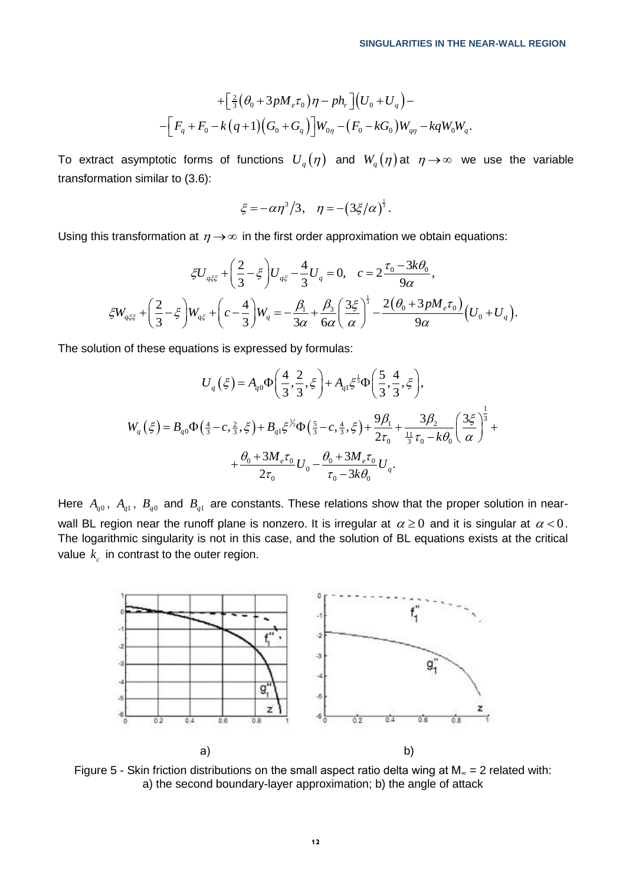$$+\left[\tfrac{2}{3}\left(\theta_0+3pM_e\tau_0\right)\eta-ph_r\right]\left(U_0+U_q\right)-$$

$$-\left[F_q+F_0-k\left(q+1\right)\left(G_0+G_q\right)\right]W_{0\eta}-\left(F_0-kG_0\right)W_{q\eta}-kqW_0W_q.$$

To extract asymptotic forms of functions $U_q(\eta)$ and $W_q(\eta)$ at $\eta\to\infty$ we use the variable transformation similar to (3.6):

$$\xi=-\alpha\eta^3/3,\quad \eta=-\left(3\xi/\alpha\right)^{\frac{1}{3}}.$$

Using this transformation at $\eta\to\infty$ in the first order approximation we obtain equations:

$$\xi U_{q\xi\xi}+\left(\frac{2}{3}-\xi\right)U_{q\xi}-\frac{4}{3}U_q=0,\quad c=2\frac{\tau_0-3k\theta_0}{9\alpha},$$

$$\xi W_{q\xi\xi}+\left(\frac{2}{3}-\xi\right)W_{q\xi}+\left(c-\frac{4}{3}\right)W_q=-\frac{\beta_1}{3\alpha}+\frac{\beta_3}{6\alpha}\left(\frac{3\xi}{\alpha}\right)^{\frac{1}{3}}-\frac{2\left(\theta_0+3pM_e\tau_0\right)}{9\alpha}\left(U_0+U_q\right).$$

The solution of these equations is expressed by formulas:

$$U_q\left(\xi\right)=A_{q0}\Phi\left(\frac{4}{3},\frac{2}{3},\xi\right)+A_{q1}\xi^{\frac{1}{3}}\Phi\left(\frac{5}{3},\frac{4}{3},\xi\right),$$

$$W_q\left(\xi\right)=B_{q0}\Phi\left(\tfrac{4}{3}-c,\tfrac{2}{3},\xi\right)+B_{q1}\xi^{1/3}\Phi\left(\tfrac{5}{3}-c,\tfrac{4}{3},\xi\right)+\frac{9\beta_1}{2\tau_0}+\frac{3\beta_2}{\frac{11}{3}\tau_0-k\theta_0}\left(\frac{3\xi}{\alpha}\right)^{\frac{1}{3}}+$$

$$+\frac{\theta_0+3M_e\tau_0}{2\tau_0}U_0-\frac{\theta_0+3M_e\tau_0}{\tau_0-3k\theta_0}U_q.$$

Here $A_{q0}$, $A_{q1}$, $B_{q0}$ and $B_{q1}$ are constants. These relations show that the proper solution in near-wall BL region near the runoff plane is nonzero. It is irregular at $\alpha\geq 0$ and it is singular at $\alpha<0$. The logarithmic singularity is not in this case, and the solution of BL equations exists at the critical value $k_c$ in contrast to the outer region.

a) b)

Figure 5 - Skin friction distributions on the small aspect ratio delta wing at $M_\infty = 2$ related with: a) the second boundary-layer approximation; b) the angle of attack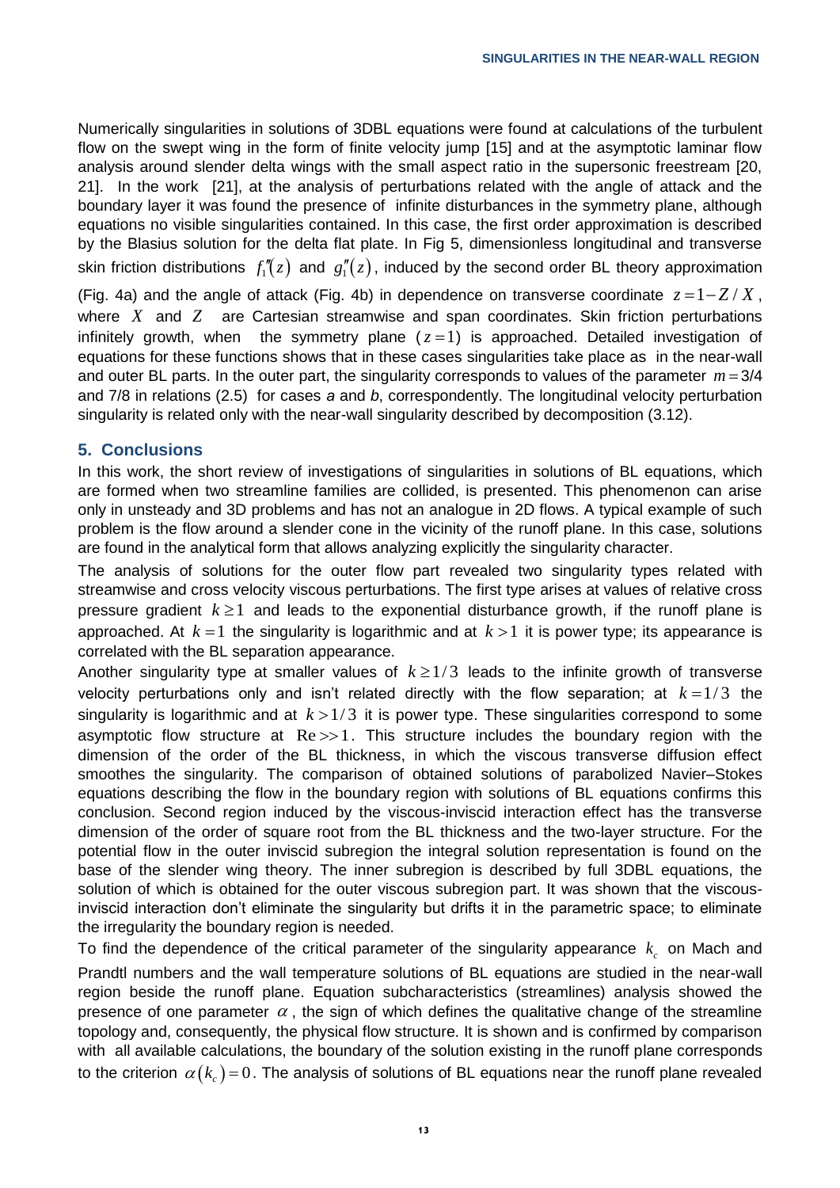Numerically singularities in solutions of 3DBL equations were found at calculations of the turbulent flow on the swept wing in the form of finite velocity jump [15] and at the asymptotic laminar flow analysis around slender delta wings with the small aspect ratio in the supersonic freestream [20, 21]. In the work [21], at the analysis of perturbations related with the angle of attack and the boundary layer it was found the presence of infinite disturbances in the symmetry plane, although equations no visible singularities contained. In this case, the first order approximation is described by the Blasius solution for the delta flat plate. In Fig 5, dimensionless longitudinal and transverse skin friction distributions $f_1''(z)$ and $g_1''(z)$, induced by the second order BL theory approximation (Fig. 4a) and the angle of attack (Fig. 4b) in dependence on transverse coordinate $z = 1 - Z/X$, where $X$ and $Z$ are Cartesian streamwise and span coordinates. Skin friction perturbations infinitely growth, when the symmetry plane ($z = 1$) is approached. Detailed investigation of equations for these functions shows that in these cases singularities take place as in the near-wall and outer BL parts. In the outer part, the singularity corresponds to values of the parameter $m = 3/4$ and 7/8 in relations (2.5) for cases *a* and *b*, correspondently. The longitudinal velocity perturbation singularity is related only with the near-wall singularity described by decomposition (3.12).

## 5. Conclusions

In this work, the short review of investigations of singularities in solutions of BL equations, which are formed when two streamline families are collided, is presented. This phenomenon can arise only in unsteady and 3D problems and has not an analogue in 2D flows. A typical example of such problem is the flow around a slender cone in the vicinity of the runoff plane. In this case, solutions are found in the analytical form that allows analyzing explicitly the singularity character.

The analysis of solutions for the outer flow part revealed two singularity types related with streamwise and cross velocity viscous perturbations. The first type arises at values of relative cross pressure gradient $k \geq 1$ and leads to the exponential disturbance growth, if the runoff plane is approached. At $k = 1$ the singularity is logarithmic and at $k > 1$ it is power type; its appearance is correlated with the BL separation appearance.

Another singularity type at smaller values of $k \geq 1/3$ leads to the infinite growth of transverse velocity perturbations only and isn't related directly with the flow separation; at $k = 1/3$ the singularity is logarithmic and at $k > 1/3$ it is power type. These singularities correspond to some asymptotic flow structure at $\mathrm{Re} >> 1$. This structure includes the boundary region with the dimension of the order of the BL thickness, in which the viscous transverse diffusion effect smoothes the singularity. The comparison of obtained solutions of parabolized Navier–Stokes equations describing the flow in the boundary region with solutions of BL equations confirms this conclusion. Second region induced by the viscous-inviscid interaction effect has the transverse dimension of the order of square root from the BL thickness and the two-layer structure. For the potential flow in the outer inviscid subregion the integral solution representation is found on the base of the slender wing theory. The inner subregion is described by full 3DBL equations, the solution of which is obtained for the outer viscous subregion part. It was shown that the viscous-inviscid interaction don't eliminate the singularity but drifts it in the parametric space; to eliminate the irregularity the boundary region is needed.

To find the dependence of the critical parameter of the singularity appearance $k_c$ on Mach and Prandtl numbers and the wall temperature solutions of BL equations are studied in the near-wall region beside the runoff plane. Equation subcharacteristics (streamlines) analysis showed the presence of one parameter $\alpha$, the sign of which defines the qualitative change of the streamline topology and, consequently, the physical flow structure. It is shown and is confirmed by comparison with all available calculations, the boundary of the solution existing in the runoff plane corresponds to the criterion $\alpha(k_c) = 0$. The analysis of solutions of BL equations near the runoff plane revealed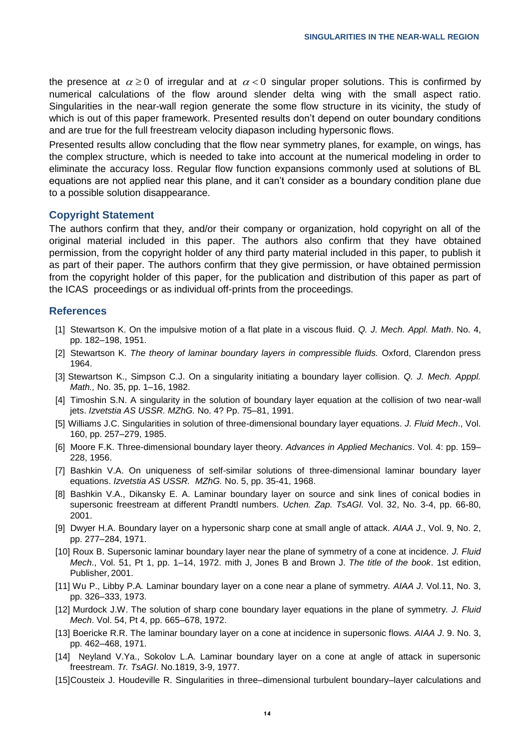the presence at $\alpha \geq 0$ of irregular and at $\alpha < 0$ singular proper solutions. This is confirmed by numerical calculations of the flow around slender delta wing with the small aspect ratio. Singularities in the near-wall region generate the some flow structure in its vicinity, the study of which is out of this paper framework. Presented results don't depend on outer boundary conditions and are true for the full freestream velocity diapason including hypersonic flows.

Presented results allow concluding that the flow near symmetry planes, for example, on wings, has the complex structure, which is needed to take into account at the numerical modeling in order to eliminate the accuracy loss. Regular flow function expansions commonly used at solutions of BL equations are not applied near this plane, and it can't consider as a boundary condition plane due to a possible solution disappearance.

## Copyright Statement

The authors confirm that they, and/or their company or organization, hold copyright on all of the original material included in this paper. The authors also confirm that they have obtained permission, from the copyright holder of any third party material included in this paper, to publish it as part of their paper. The authors confirm that they give permission, or have obtained permission from the copyright holder of this paper, for the publication and distribution of this paper as part of the ICAS proceedings or as individual off-prints from the proceedings.

## References

[1] Stewartson K. On the impulsive motion of a flat plate in a viscous fluid. *Q. J. Mech. Appl. Math*. No. 4, pp. 182–198, 1951.

[2] Stewartson K. *The theory of laminar boundary layers in compressible fluids.* Oxford, Clarendon press 1964.

[3] Stewartson K., Simpson C.J. On a singularity initiating a boundary layer collision. *Q. J. Mech. Apppl. Math.,* No. 35, pp. 1–16, 1982.

[4] Timoshin S.N. A singularity in the solution of boundary layer equation at the collision of two near-wall jets. *Izvetstia AS USSR. MZhG.* No. 4? Pp. 75–81, 1991.

[5] Williams J.C. Singularities in solution of three-dimensional boundary layer equations. *J. Fluid Mech*., Vol. 160, pp. 257–279, 1985.

[6] Moore F.K. Three-dimensional boundary layer theory. *Advances in Applied Mechanics*. Vol. 4: pp. 159–228, 1956.

[7] Bashkin V.A. On uniqueness of self-similar solutions of three-dimensional laminar boundary layer equations. *Izvetstia AS USSR. MZhG.* No. 5, pp. 35-41, 1968.

[8] Bashkin V.A., Dikansky E. A. Laminar boundary layer on source and sink lines of conical bodies in supersonic freestream at different Prandtl numbers. *Uchen. Zap. TsAGI.* Vol. 32, No. 3-4, pp. 66-80, 2001.

[9] Dwyer H.A. Boundary layer on a hypersonic sharp cone at small angle of attack. *AIAA J*., Vol. 9, No. 2, pp. 277–284, 1971.

[10] Roux B. Supersonic laminar boundary layer near the plane of symmetry of a cone at incidence. *J. Fluid Mech*., Vol. 51, Pt 1, pp. 1–14, 1972. mith J, Jones B and Brown J. *The title of the book*. 1st edition, Publisher, 2001.

[11] Wu P., Libby P.A. Laminar boundary layer on a cone near a plane of symmetry. *AIAA J*. Vol.11, No. 3, pp. 326–333, 1973.

[12] Murdock J.W. The solution of sharp cone boundary layer equations in the plane of symmetry. *J. Fluid Mech*. Vol. 54, Pt 4, pp. 665–678, 1972.

[13] Boericke R.R. The laminar boundary layer on a cone at incidence in supersonic flows. *AIAA J*. 9. No. 3, pp. 462–468, 1971.

[14] Neyland V.Ya., Sokolov L.A. Laminar boundary layer on a cone at angle of attack in supersonic freestream. *Tr. TsAGI*. No.1819, 3-9, 1977.

[15] Cousteix J. Houdeville R. Singularities in three–dimensional turbulent boundary–layer calculations and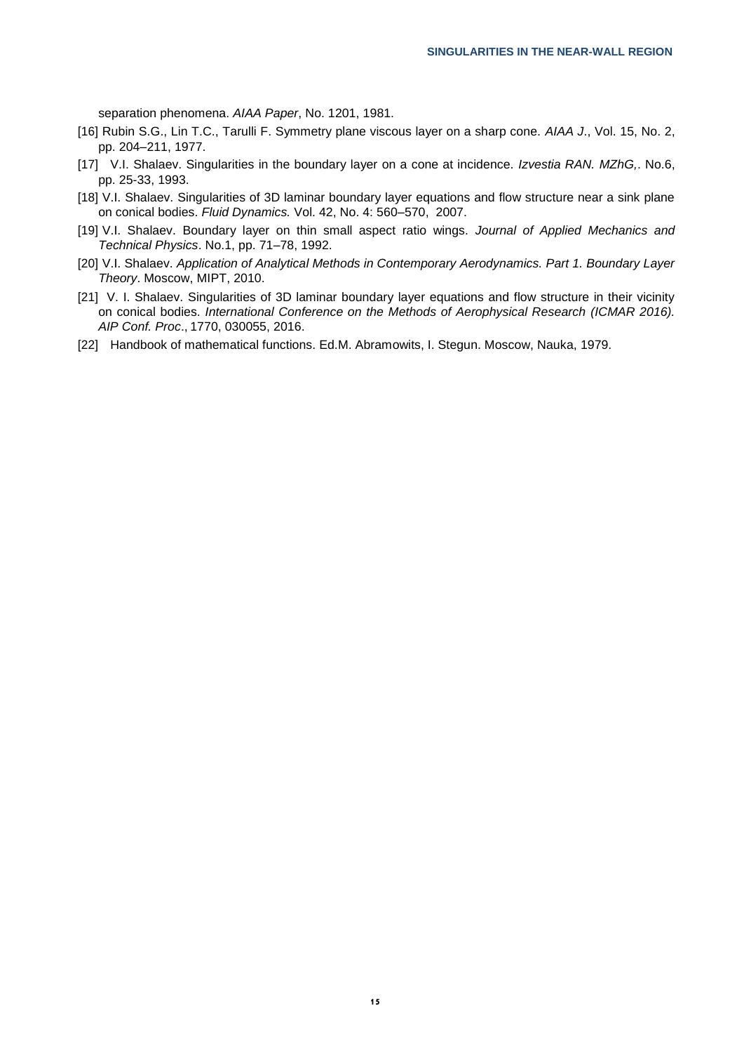separation phenomena. *AIAA Paper*, No. 1201, 1981.

[16] Rubin S.G., Lin T.C., Tarulli F. Symmetry plane viscous layer on a sharp cone. *AIAA J*., Vol. 15, No. 2, pp. 204–211, 1977.

[17] V.I. Shalaev. Singularities in the boundary layer on a cone at incidence. *Izvestia RAN. MZhG,*. No.6, pp. 25-33, 1993.

[18] V.I. Shalaev. Singularities of 3D laminar boundary layer equations and flow structure near a sink plane on conical bodies. *Fluid Dynamics.* Vol. 42, No. 4: 560–570, 2007.

[19] V.I. Shalaev. Boundary layer on thin small aspect ratio wings. *Journal of Applied Mechanics and Technical Physics*. No.1, pp. 71–78, 1992.

[20] V.I. Shalaev. *Application of Analytical Methods in Contemporary Aerodynamics. Part 1. Boundary Layer Theory*. Moscow, MIPT, 2010.

[21] V. I. Shalaev. Singularities of 3D laminar boundary layer equations and flow structure in their vicinity on conical bodies. *International Conference on the Methods of Aerophysical Research (ICMAR 2016). AIP Conf. Proc*., 1770, 030055, 2016.

[22] Handbook of mathematical functions. Ed.M. Abramowits, I. Stegun. Moscow, Nauka, 1979.